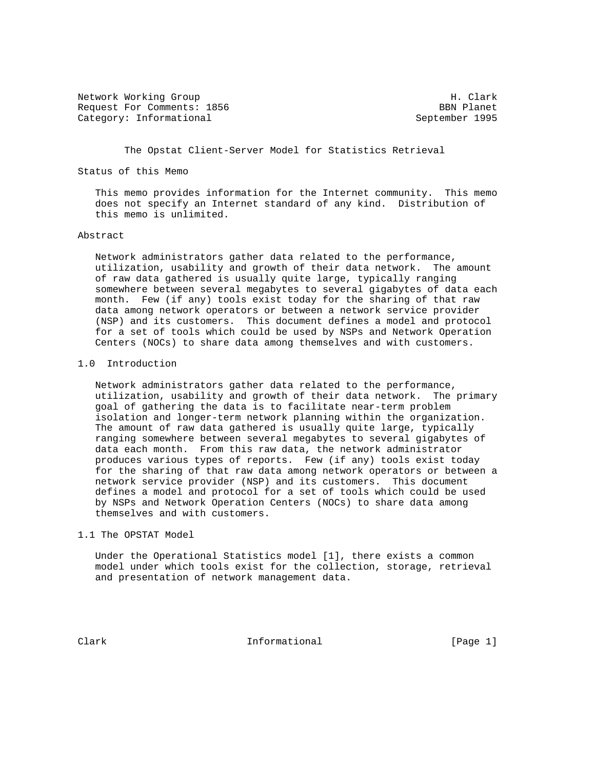Network Working Group H. Clark
Request For Comments: 1856 BBN Planet
Category: Informational September 1995

# The Opstat Client-Server Model for Statistics Retrieval

## Status of this Memo

This memo provides information for the Internet community. This memo does not specify an Internet standard of any kind. Distribution of this memo is unlimited.

## Abstract

Network administrators gather data related to the performance, utilization, usability and growth of their data network. The amount of raw data gathered is usually quite large, typically ranging somewhere between several megabytes to several gigabytes of data each month. Few (if any) tools exist today for the sharing of that raw data among network operators or between a network service provider (NSP) and its customers. This document defines a model and protocol for a set of tools which could be used by NSPs and Network Operation Centers (NOCs) to share data among themselves and with customers.

## 1.0 Introduction

Network administrators gather data related to the performance, utilization, usability and growth of their data network. The primary goal of gathering the data is to facilitate near-term problem isolation and longer-term network planning within the organization. The amount of raw data gathered is usually quite large, typically ranging somewhere between several megabytes to several gigabytes of data each month. From this raw data, the network administrator produces various types of reports. Few (if any) tools exist today for the sharing of that raw data among network operators or between a network service provider (NSP) and its customers. This document defines a model and protocol for a set of tools which could be used by NSPs and Network Operation Centers (NOCs) to share data among themselves and with customers.

### 1.1 The OPSTAT Model

Under the Operational Statistics model [1], there exists a common model under which tools exist for the collection, storage, retrieval and presentation of network management data.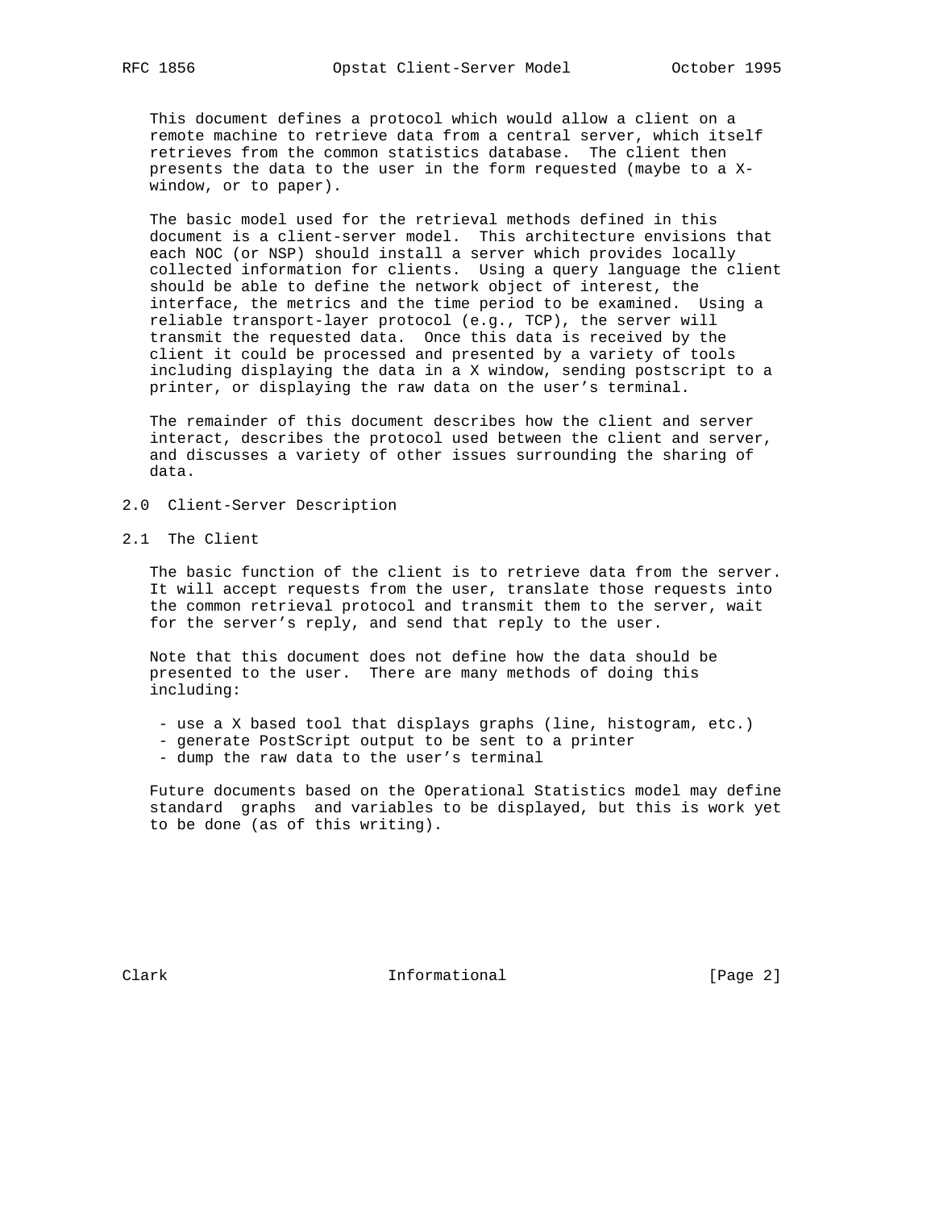This document defines a protocol which would allow a client on a remote machine to retrieve data from a central server, which itself retrieves from the common statistics database. The client then presents the data to the user in the form requested (maybe to a X-window, or to paper).

The basic model used for the retrieval methods defined in this document is a client-server model. This architecture envisions that each NOC (or NSP) should install a server which provides locally collected information for clients. Using a query language the client should be able to define the network object of interest, the interface, the metrics and the time period to be examined. Using a reliable transport-layer protocol (e.g., TCP), the server will transmit the requested data. Once this data is received by the client it could be processed and presented by a variety of tools including displaying the data in a X window, sending postscript to a printer, or displaying the raw data on the user's terminal.

The remainder of this document describes how the client and server interact, describes the protocol used between the client and server, and discusses a variety of other issues surrounding the sharing of data.

## 2.0 Client-Server Description

### 2.1 The Client

The basic function of the client is to retrieve data from the server. It will accept requests from the user, translate those requests into the common retrieval protocol and transmit them to the server, wait for the server's reply, and send that reply to the user.

Note that this document does not define how the data should be presented to the user. There are many methods of doing this including:

- use a X based tool that displays graphs (line, histogram, etc.)
- generate PostScript output to be sent to a printer
- dump the raw data to the user's terminal

Future documents based on the Operational Statistics model may define standard graphs and variables to be displayed, but this is work yet to be done (as of this writing).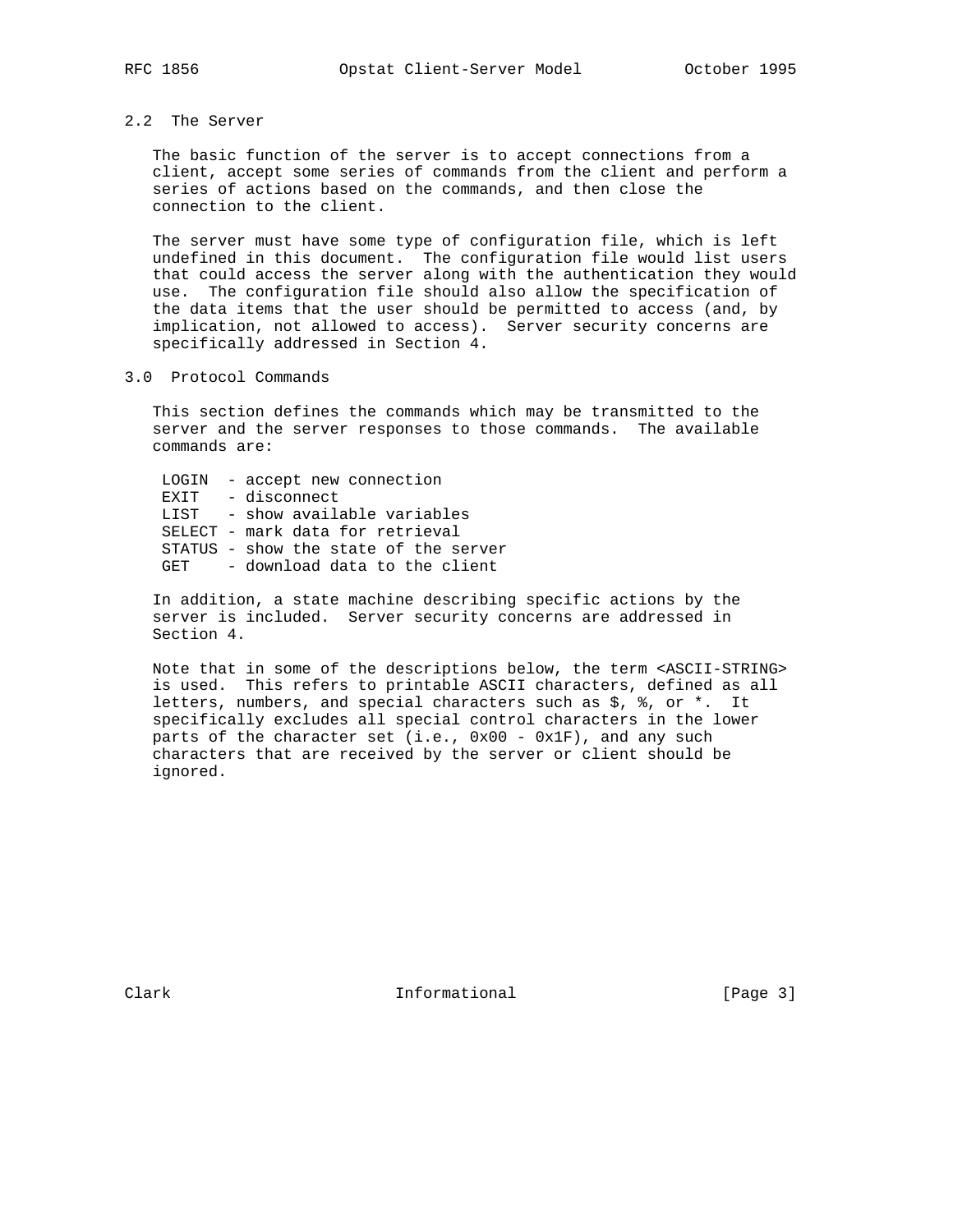### 2.2 The Server

The basic function of the server is to accept connections from a client, accept some series of commands from the client and perform a series of actions based on the commands, and then close the connection to the client.

The server must have some type of configuration file, which is left undefined in this document. The configuration file would list users that could access the server along with the authentication they would use. The configuration file should also allow the specification of the data items that the user should be permitted to access (and, by implication, not allowed to access). Server security concerns are specifically addressed in Section 4.

## 3.0 Protocol Commands

This section defines the commands which may be transmitted to the server and the server responses to those commands. The available commands are:

```
 LOGIN  - accept new connection
 EXIT   - disconnect
 LIST   - show available variables
 SELECT - mark data for retrieval
 STATUS - show the state of the server
 GET    - download data to the client
```

In addition, a state machine describing specific actions by the server is included. Server security concerns are addressed in Section 4.

Note that in some of the descriptions below, the term <ASCII-STRING> is used. This refers to printable ASCII characters, defined as all letters, numbers, and special characters such as $, %, or *. It specifically excludes all special control characters in the lower parts of the character set (i.e., 0x00 - 0x1F), and any such characters that are received by the server or client should be ignored.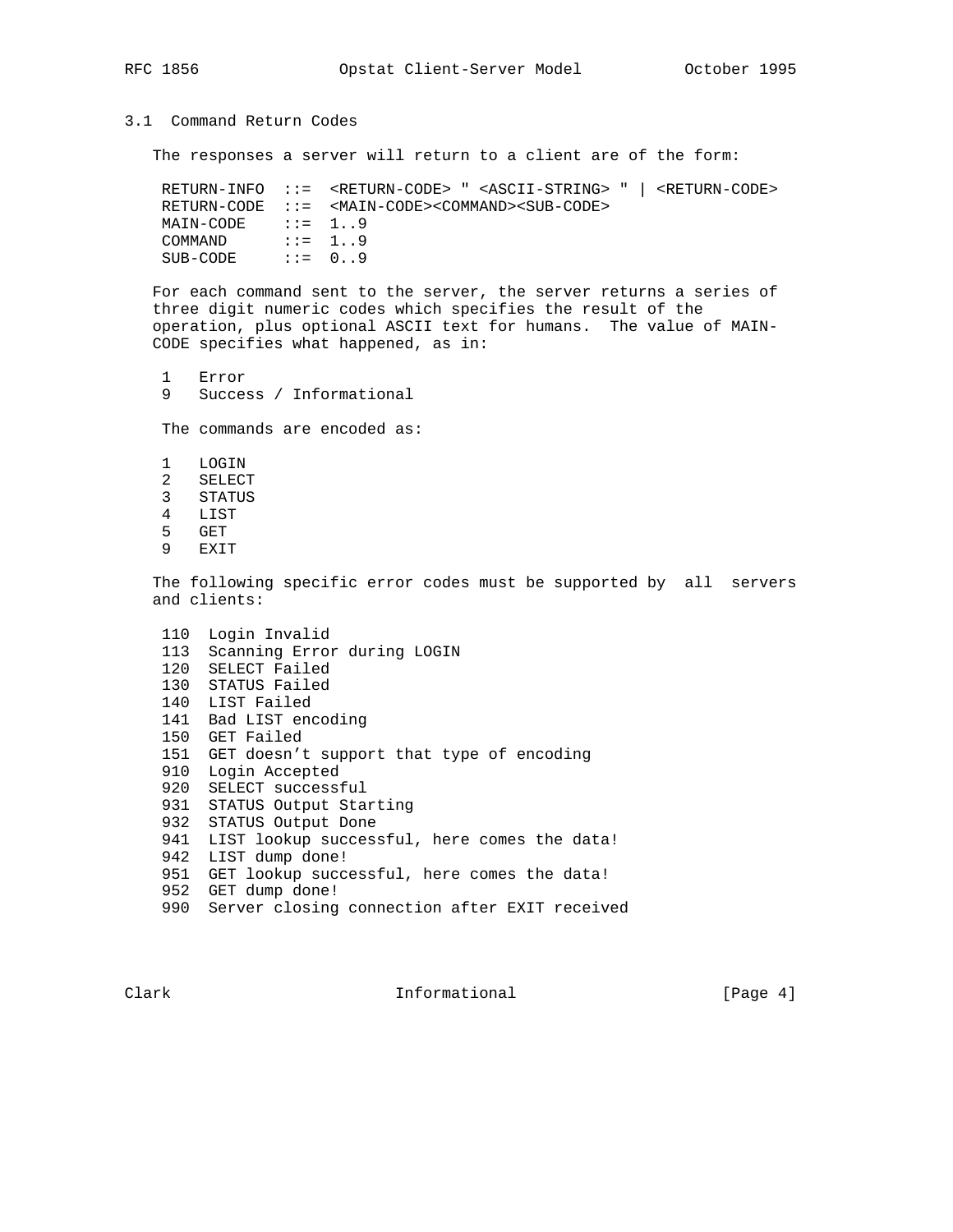### 3.1 Command Return Codes

The responses a server will return to a client are of the form:

```
RETURN-INFO  ::=  <RETURN-CODE> " <ASCII-STRING> " | <RETURN-CODE>
RETURN-CODE  ::=  <MAIN-CODE><COMMAND><SUB-CODE>
MAIN-CODE    ::=  1..9
COMMAND      ::=  1..9
SUB-CODE     ::=  0..9
```

For each command sent to the server, the server returns a series of three digit numeric codes which specifies the result of the operation, plus optional ASCII text for humans. The value of MAIN-CODE specifies what happened, as in:

```
1   Error
9   Success / Informational
```

The commands are encoded as:

```
1   LOGIN
2   SELECT
3   STATUS
4   LIST
5   GET
9   EXIT
```

The following specific error codes must be supported by all servers and clients:

```
110  Login Invalid
113  Scanning Error during LOGIN
120  SELECT Failed
130  STATUS Failed
140  LIST Failed
141  Bad LIST encoding
150  GET Failed
151  GET doesn't support that type of encoding
910  Login Accepted
920  SELECT successful
931  STATUS Output Starting
932  STATUS Output Done
941  LIST lookup successful, here comes the data!
942  LIST dump done!
951  GET lookup successful, here comes the data!
952  GET dump done!
990  Server closing connection after EXIT received
```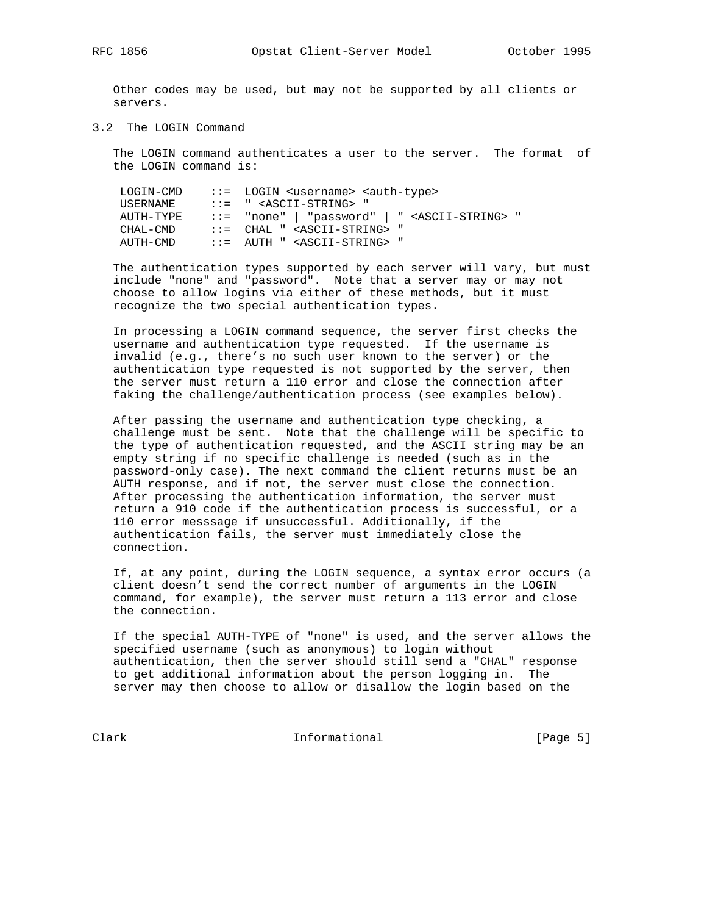Other codes may be used, but may not be supported by all clients or servers.

## 3.2 The LOGIN Command

The LOGIN command authenticates a user to the server. The format of the LOGIN command is:

```
 LOGIN-CMD    ::=  LOGIN <username> <auth-type>
 USERNAME     ::=  " <ASCII-STRING> "
 AUTH-TYPE    ::=  "none" | "password" | " <ASCII-STRING> "
 CHAL-CMD     ::=  CHAL " <ASCII-STRING> "
 AUTH-CMD     ::=  AUTH " <ASCII-STRING> "
```

The authentication types supported by each server will vary, but must include "none" and "password". Note that a server may or may not choose to allow logins via either of these methods, but it must recognize the two special authentication types.

In processing a LOGIN command sequence, the server first checks the username and authentication type requested. If the username is invalid (e.g., there's no such user known to the server) or the authentication type requested is not supported by the server, then the server must return a 110 error and close the connection after faking the challenge/authentication process (see examples below).

After passing the username and authentication type checking, a challenge must be sent. Note that the challenge will be specific to the type of authentication requested, and the ASCII string may be an empty string if no specific challenge is needed (such as in the password-only case). The next command the client returns must be an AUTH response, and if not, the server must close the connection. After processing the authentication information, the server must return a 910 code if the authentication process is successful, or a 110 error messsage if unsuccessful. Additionally, if the authentication fails, the server must immediately close the connection.

If, at any point, during the LOGIN sequence, a syntax error occurs (a client doesn't send the correct number of arguments in the LOGIN command, for example), the server must return a 113 error and close the connection.

If the special AUTH-TYPE of "none" is used, and the server allows the specified username (such as anonymous) to login without authentication, then the server should still send a "CHAL" response to get additional information about the person logging in. The server may then choose to allow or disallow the login based on the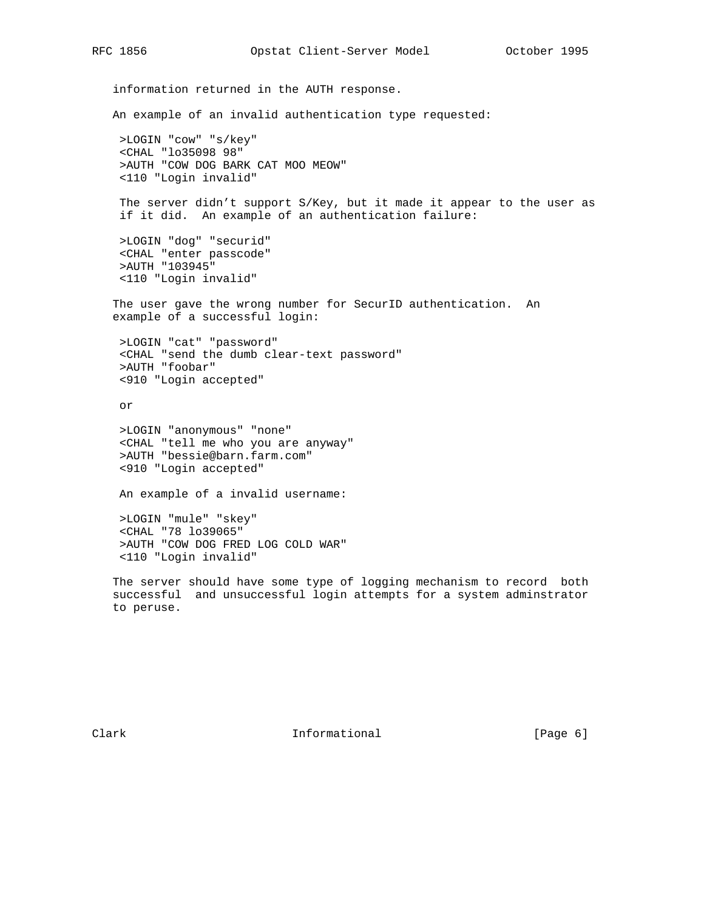information returned in the AUTH response.

An example of an invalid authentication type requested:

```
>LOGIN "cow" "s/key"
<CHAL "lo35098 98"
>AUTH "COW DOG BARK CAT MOO MEOW"
<110 "Login invalid"
```

The server didn't support S/Key, but it made it appear to the user as if it did. An example of an authentication failure:

```
>LOGIN "dog" "securid"
<CHAL "enter passcode"
>AUTH "103945"
<110 "Login invalid"
```

The user gave the wrong number for SecurID authentication. An example of a successful login:

```
>LOGIN "cat" "password"
<CHAL "send the dumb clear-text password"
>AUTH "foobar"
<910 "Login accepted"
```

or

```
>LOGIN "anonymous" "none"
<CHAL "tell me who you are anyway"
>AUTH "bessie@barn.farm.com"
<910 "Login accepted"
```

An example of a invalid username:

```
>LOGIN "mule" "skey"
<CHAL "78 lo39065"
>AUTH "COW DOG FRED LOG COLD WAR"
<110 "Login invalid"
```

The server should have some type of logging mechanism to record both successful and unsuccessful login attempts for a system adminstrator to peruse.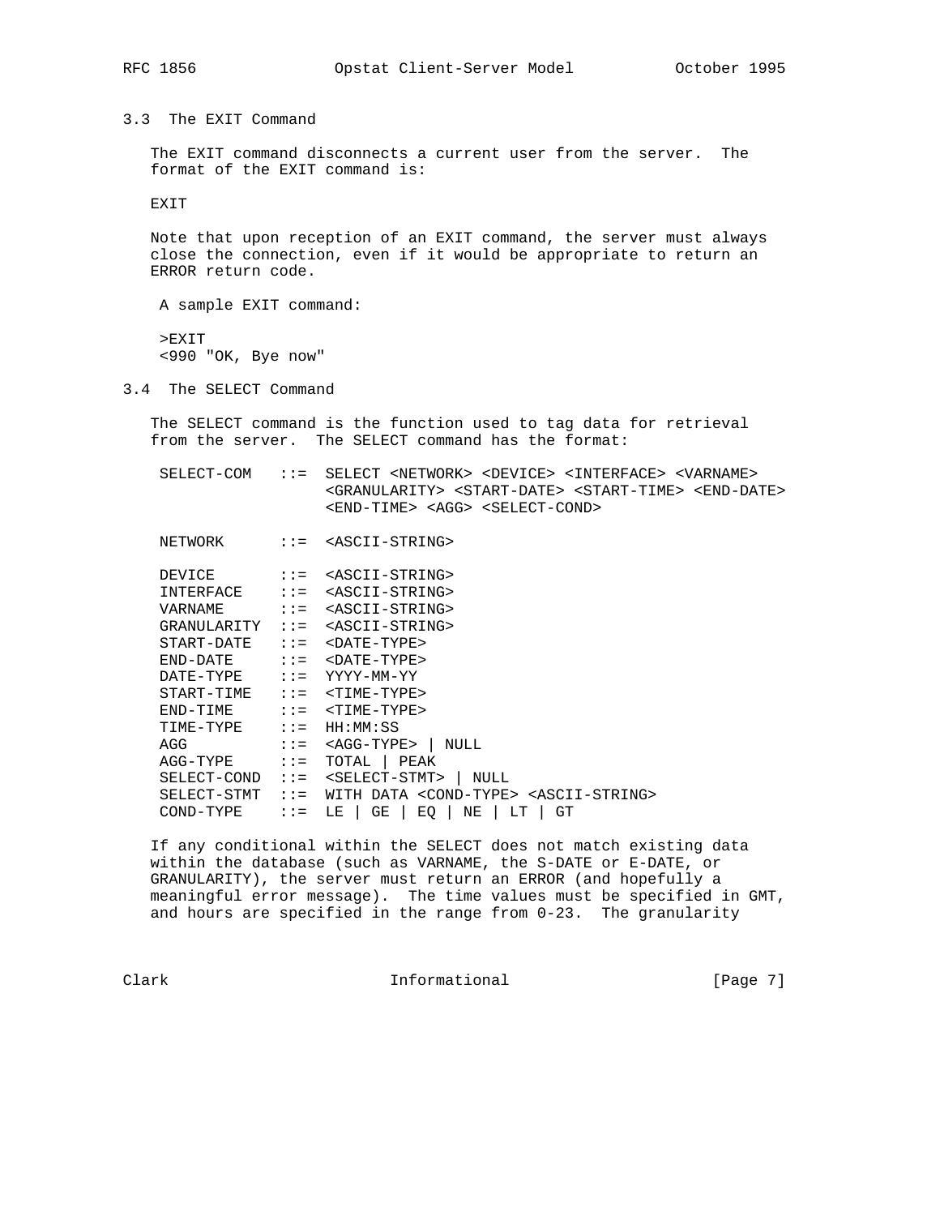### 3.3 The EXIT Command

The EXIT command disconnects a current user from the server. The format of the EXIT command is:

```
EXIT
```

Note that upon reception of an EXIT command, the server must always close the connection, even if it would be appropriate to return an ERROR return code.

A sample EXIT command:

```
>EXIT
<990 "OK, Bye now"
```

### 3.4 The SELECT Command

The SELECT command is the function used to tag data for retrieval from the server. The SELECT command has the format:

```
SELECT-COM   ::=  SELECT <NETWORK> <DEVICE> <INTERFACE> <VARNAME>
                  <GRANULARITY> <START-DATE> <START-TIME> <END-DATE>
                  <END-TIME> <AGG> <SELECT-COND>

NETWORK      ::=  <ASCII-STRING>

DEVICE       ::=  <ASCII-STRING>
INTERFACE    ::=  <ASCII-STRING>
VARNAME      ::=  <ASCII-STRING>
GRANULARITY  ::=  <ASCII-STRING>
START-DATE   ::=  <DATE-TYPE>
END-DATE     ::=  <DATE-TYPE>
DATE-TYPE    ::=  YYYY-MM-YY
START-TIME   ::=  <TIME-TYPE>
END-TIME     ::=  <TIME-TYPE>
TIME-TYPE    ::=  HH:MM:SS
AGG          ::=  <AGG-TYPE> | NULL
AGG-TYPE     ::=  TOTAL | PEAK
SELECT-COND  ::=  <SELECT-STMT> | NULL
SELECT-STMT  ::=  WITH DATA <COND-TYPE> <ASCII-STRING>
COND-TYPE    ::=  LE | GE | EQ | NE | LT | GT
```

If any conditional within the SELECT does not match existing data within the database (such as VARNAME, the S-DATE or E-DATE, or GRANULARITY), the server must return an ERROR (and hopefully a meaningful error message). The time values must be specified in GMT, and hours are specified in the range from 0-23. The granularity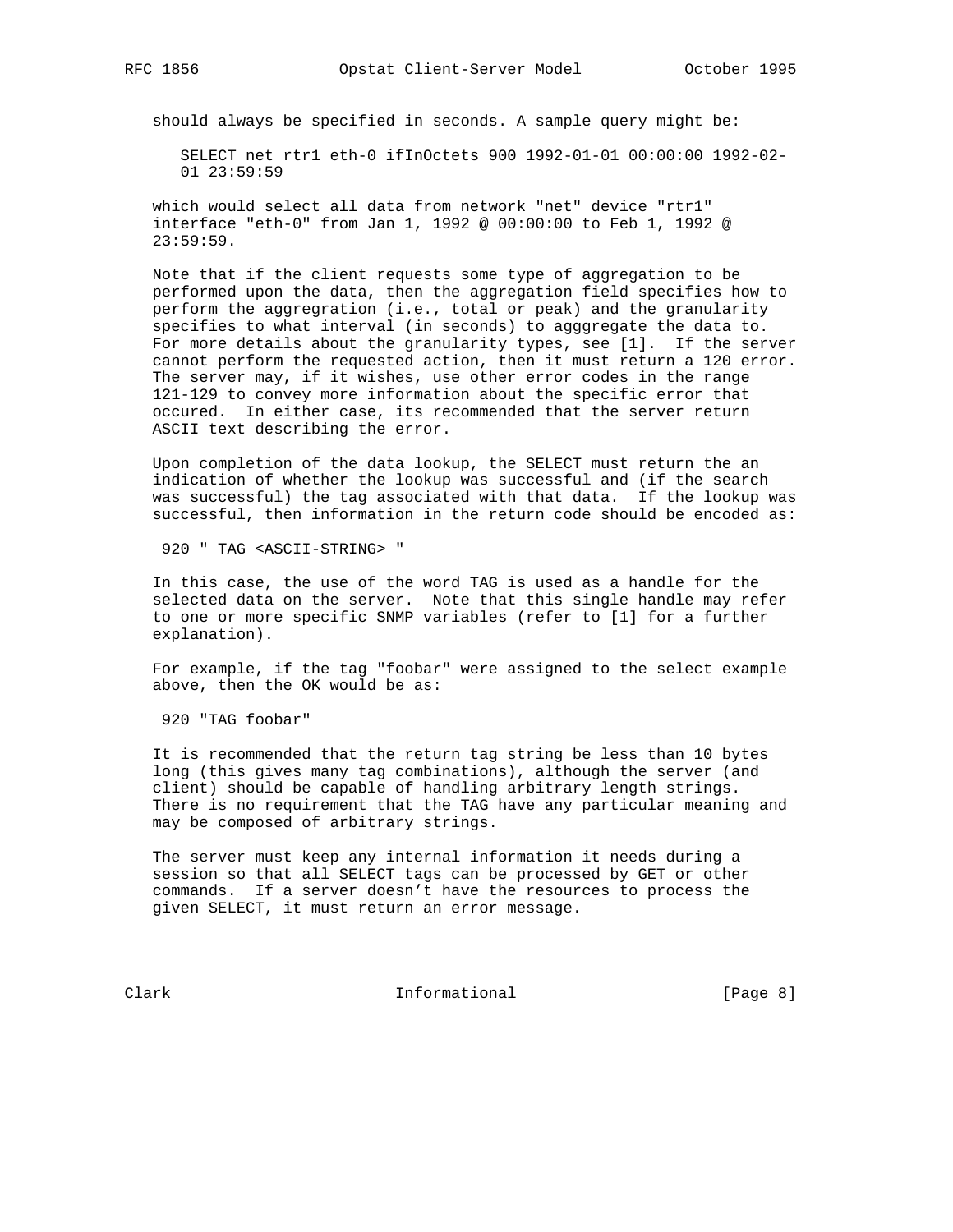should always be specified in seconds. A sample query might be:

```
SELECT net rtr1 eth-0 ifInOctets 900 1992-01-01 00:00:00 1992-02-
01 23:59:59
```

which would select all data from network "net" device "rtr1" interface "eth-0" from Jan 1, 1992 @ 00:00:00 to Feb 1, 1992 @ 23:59:59.

Note that if the client requests some type of aggregation to be performed upon the data, then the aggregation field specifies how to perform the aggregration (i.e., total or peak) and the granularity specifies to what interval (in seconds) to agggregate the data to. For more details about the granularity types, see [1]. If the server cannot perform the requested action, then it must return a 120 error. The server may, if it wishes, use other error codes in the range 121-129 to convey more information about the specific error that occured. In either case, its recommended that the server return ASCII text describing the error.

Upon completion of the data lookup, the SELECT must return the an indication of whether the lookup was successful and (if the search was successful) the tag associated with that data. If the lookup was successful, then information in the return code should be encoded as:

```
920 " TAG <ASCII-STRING> "
```

In this case, the use of the word TAG is used as a handle for the selected data on the server. Note that this single handle may refer to one or more specific SNMP variables (refer to [1] for a further explanation).

For example, if the tag "foobar" were assigned to the select example above, then the OK would be as:

```
920 "TAG foobar"
```

It is recommended that the return tag string be less than 10 bytes long (this gives many tag combinations), although the server (and client) should be capable of handling arbitrary length strings. There is no requirement that the TAG have any particular meaning and may be composed of arbitrary strings.

The server must keep any internal information it needs during a session so that all SELECT tags can be processed by GET or other commands. If a server doesn't have the resources to process the given SELECT, it must return an error message.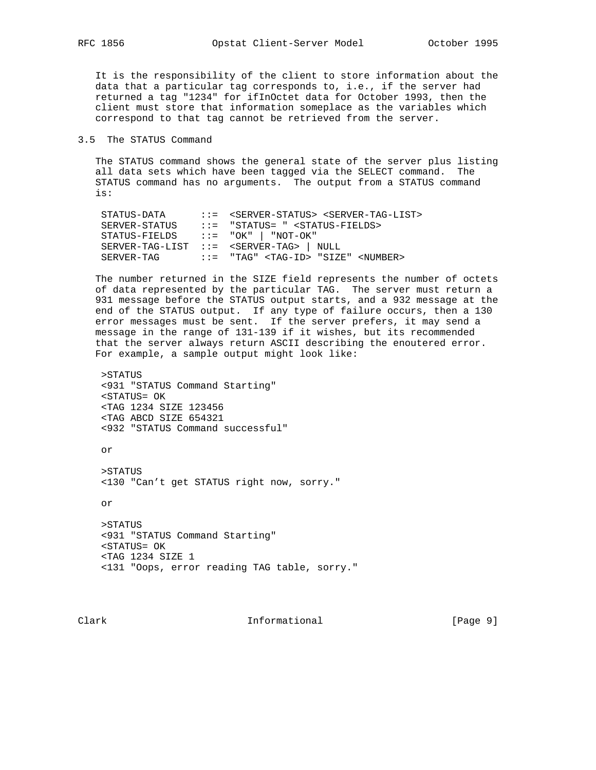It is the responsibility of the client to store information about the data that a particular tag corresponds to, i.e., if the server had returned a tag "1234" for ifInOctet data for October 1993, then the client must store that information someplace as the variables which correspond to that tag cannot be retrieved from the server.

### 3.5 The STATUS Command

The STATUS command shows the general state of the server plus listing all data sets which have been tagged via the SELECT command. The STATUS command has no arguments. The output from a STATUS command is:

```
STATUS-DATA      ::=  <SERVER-STATUS> <SERVER-TAG-LIST>
SERVER-STATUS    ::=  "STATUS= " <STATUS-FIELDS>
STATUS-FIELDS    ::=  "OK" | "NOT-OK"
SERVER-TAG-LIST  ::=  <SERVER-TAG> | NULL
SERVER-TAG       ::=  "TAG" <TAG-ID> "SIZE" <NUMBER>
```

The number returned in the SIZE field represents the number of octets of data represented by the particular TAG. The server must return a 931 message before the STATUS output starts, and a 932 message at the end of the STATUS output. If any type of failure occurs, then a 130 error messages must be sent. If the server prefers, it may send a message in the range of 131-139 if it wishes, but its recommended that the server always return ASCII describing the enoutered error. For example, a sample output might look like:

```
>STATUS
<931 "STATUS Command Starting"
<STATUS= OK
<TAG 1234 SIZE 123456
<TAG ABCD SIZE 654321
<932 "STATUS Command successful"
```

or

```
>STATUS
<130 "Can't get STATUS right now, sorry."
```

or

```
>STATUS
<931 "STATUS Command Starting"
<STATUS= OK
<TAG 1234 SIZE 1
<131 "Oops, error reading TAG table, sorry."
```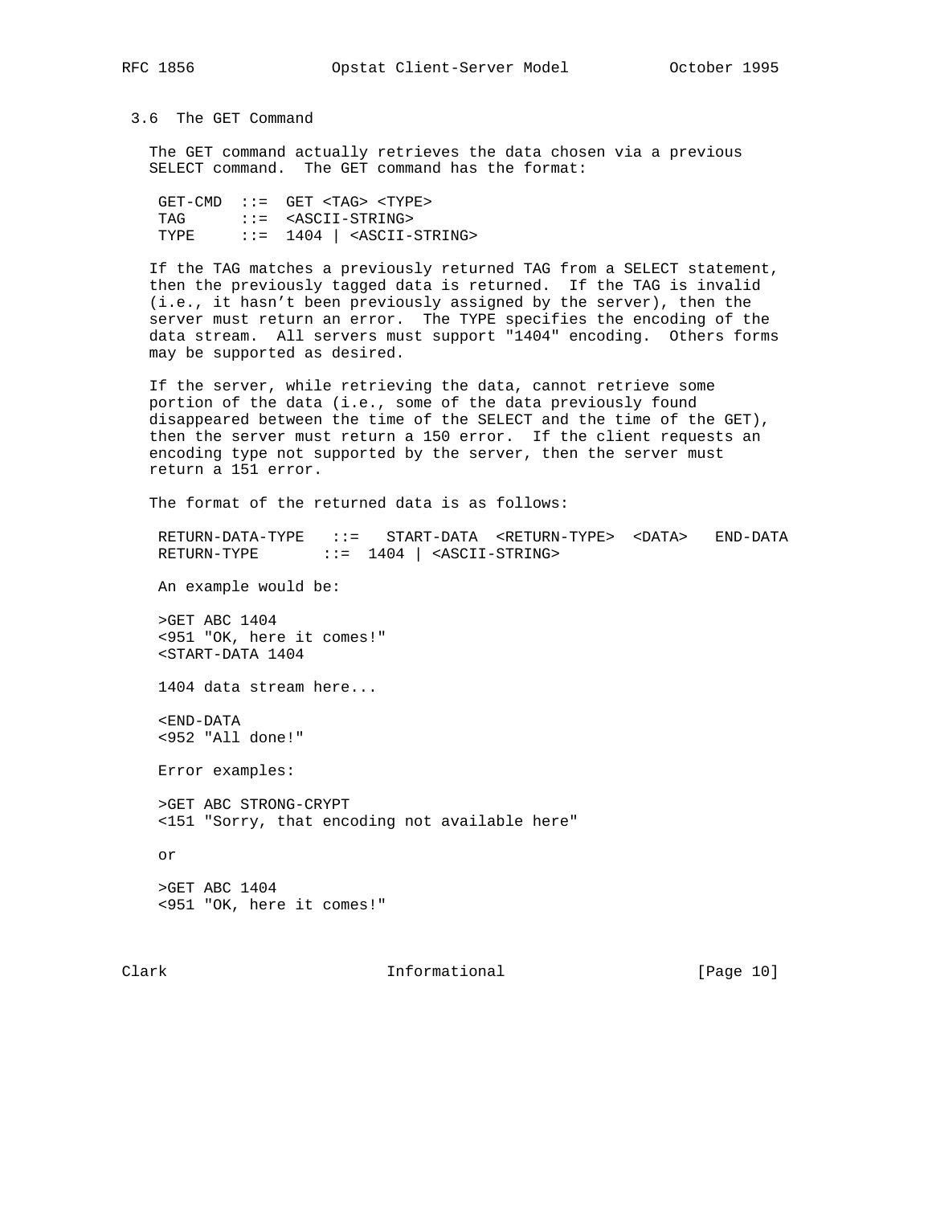### 3.6 The GET Command

The GET command actually retrieves the data chosen via a previous SELECT command. The GET command has the format:

```
GET-CMD  ::=  GET <TAG> <TYPE>
TAG      ::=  <ASCII-STRING>
TYPE     ::=  1404 | <ASCII-STRING>
```

If the TAG matches a previously returned TAG from a SELECT statement, then the previously tagged data is returned. If the TAG is invalid (i.e., it hasn't been previously assigned by the server), then the server must return an error. The TYPE specifies the encoding of the data stream. All servers must support "1404" encoding. Others forms may be supported as desired.

If the server, while retrieving the data, cannot retrieve some portion of the data (i.e., some of the data previously found disappeared between the time of the SELECT and the time of the GET), then the server must return a 150 error. If the client requests an encoding type not supported by the server, then the server must return a 151 error.

The format of the returned data is as follows:

```
RETURN-DATA-TYPE   ::=   START-DATA  <RETURN-TYPE>  <DATA>   END-DATA
RETURN-TYPE       ::=  1404 | <ASCII-STRING>
```

An example would be:

```
>GET ABC 1404
<951 "OK, here it comes!"
<START-DATA 1404

1404 data stream here...

<END-DATA
<952 "All done!"
```

Error examples:

```
>GET ABC STRONG-CRYPT
<151 "Sorry, that encoding not available here"
```

or

```
>GET ABC 1404
<951 "OK, here it comes!"
```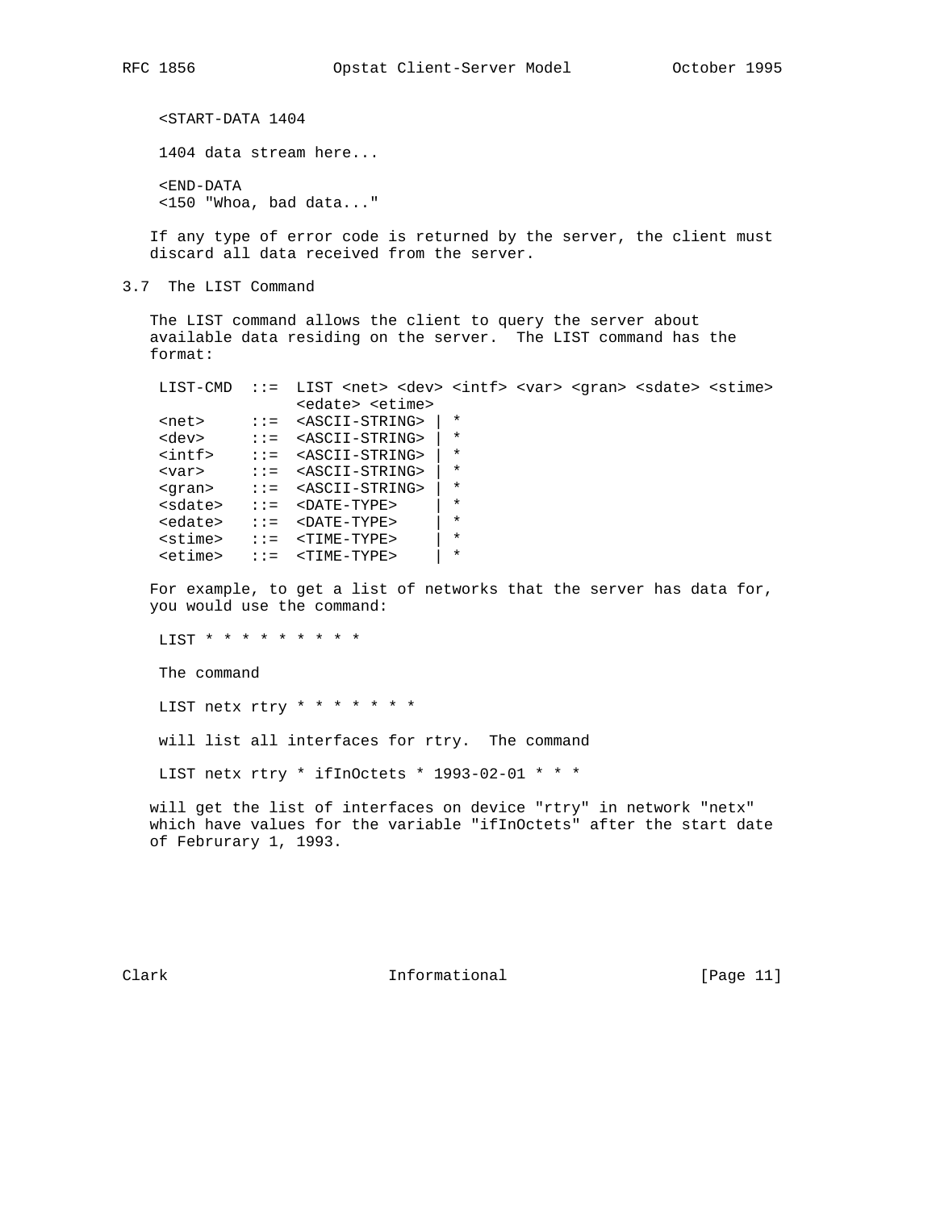```
<START-DATA 1404

1404 data stream here...

<END-DATA
<150 "Whoa, bad data..."
```

If any type of error code is returned by the server, the client must discard all data received from the server.

### 3.7 The LIST Command

The LIST command allows the client to query the server about available data residing on the server. The LIST command has the format:

```
LIST-CMD  ::=  LIST <net> <dev> <intf> <var> <gran> <sdate> <stime>
               <edate> <etime>
<net>     ::=  <ASCII-STRING> | *
<dev>     ::=  <ASCII-STRING> | *
<intf>    ::=  <ASCII-STRING> | *
<var>     ::=  <ASCII-STRING> | *
<gran>    ::=  <ASCII-STRING> | *
<sdate>   ::=  <DATE-TYPE>    | *
<edate>   ::=  <DATE-TYPE>    | *
<stime>   ::=  <TIME-TYPE>    | *
<etime>   ::=  <TIME-TYPE>    | *
```

For example, to get a list of networks that the server has data for, you would use the command:

```
LIST * * * * * * * * *
```

The command

```
LIST netx rtry * * * * * * *
```

will list all interfaces for rtry. The command

```
LIST netx rtry * ifInOctets * 1993-02-01 * * *
```

will get the list of interfaces on device "rtry" in network "netx" which have values for the variable "ifInOctets" after the start date of Februrary 1, 1993.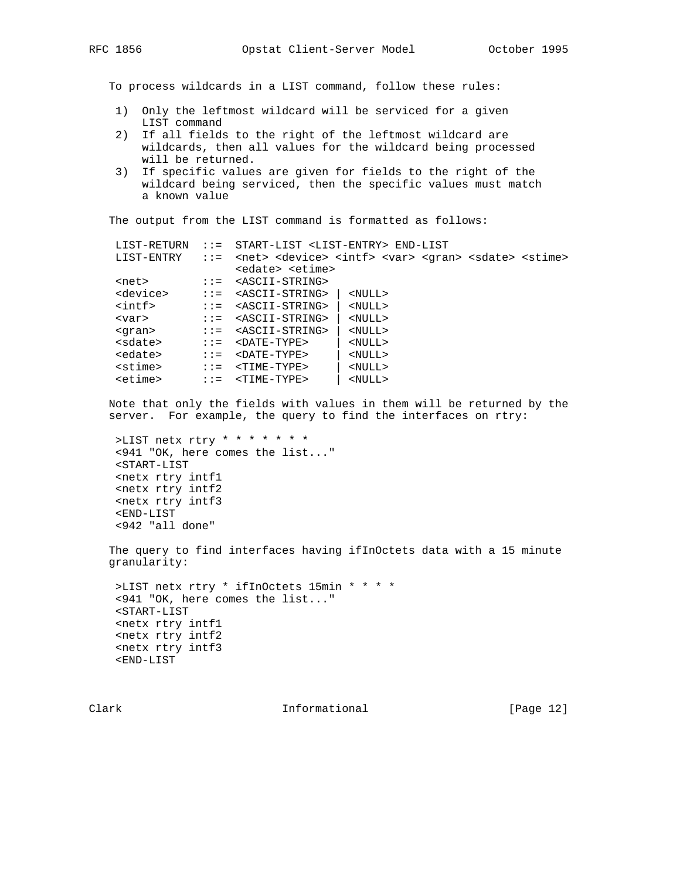To process wildcards in a LIST command, follow these rules:

1) Only the leftmost wildcard will be serviced for a given LIST command
2) If all fields to the right of the leftmost wildcard are wildcards, then all values for the wildcard being processed will be returned.
3) If specific values are given for fields to the right of the wildcard being serviced, then the specific values must match a known value

The output from the LIST command is formatted as follows:

```
LIST-RETURN  ::=  START-LIST <LIST-ENTRY> END-LIST
LIST-ENTRY   ::=  <net> <device> <intf> <var> <gran> <sdate> <stime>
                  <edate> <etime>
<net>        ::=  <ASCII-STRING>
<device>     ::=  <ASCII-STRING> | <NULL>
<intf>       ::=  <ASCII-STRING> | <NULL>
<var>        ::=  <ASCII-STRING> | <NULL>
<gran>       ::=  <ASCII-STRING> | <NULL>
<sdate>      ::=  <DATE-TYPE>    | <NULL>
<edate>      ::=  <DATE-TYPE>    | <NULL>
<stime>      ::=  <TIME-TYPE>    | <NULL>
<etime>      ::=  <TIME-TYPE>    | <NULL>
```

Note that only the fields with values in them will be returned by the server. For example, the query to find the interfaces on rtry:

```
>LIST netx rtry * * * * * * *
<941 "OK, here comes the list..."
<START-LIST
<netx rtry intf1
<netx rtry intf2
<netx rtry intf3
<END-LIST
<942 "all done"
```

The query to find interfaces having ifInOctets data with a 15 minute granularity:

```
>LIST netx rtry * ifInOctets 15min * * * *
<941 "OK, here comes the list..."
<START-LIST
<netx rtry intf1
<netx rtry intf2
<netx rtry intf3
<END-LIST
```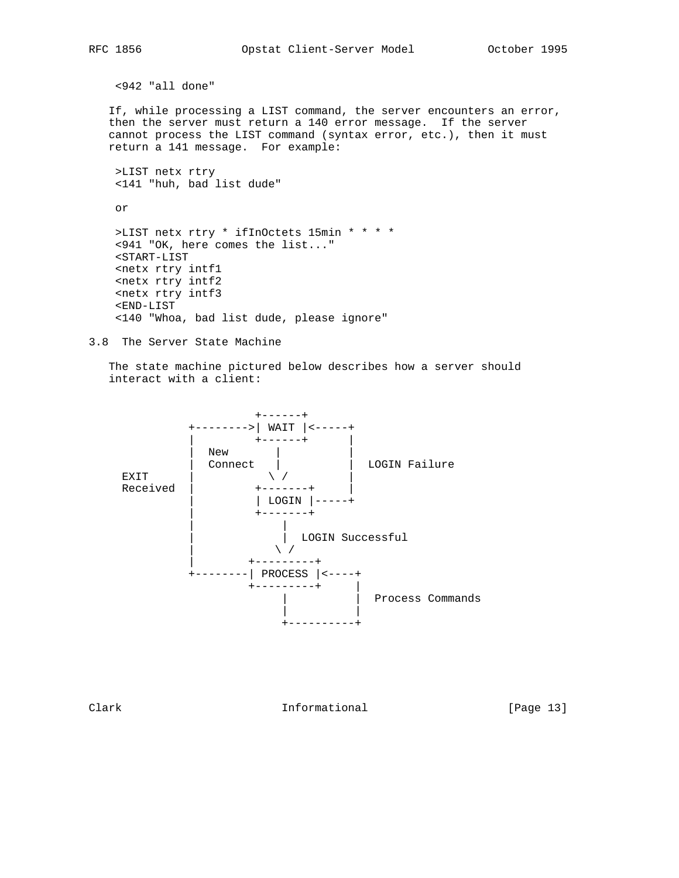```
<942 "all done"
```

If, while processing a LIST command, the server encounters an error, then the server must return a 140 error message. If the server cannot process the LIST command (syntax error, etc.), then it must return a 141 message. For example:

```
>LIST netx rtry
<141 "huh, bad list dude"
```

or

```
>LIST netx rtry * ifInOctets 15min * * * *
<941 "OK, here comes the list..."
<START-LIST
<netx rtry intf1
<netx rtry intf2
<netx rtry intf3
<END-LIST
<140 "Whoa, bad list dude, please ignore"
```

## 3.8 The Server State Machine

The state machine pictured below describes how a server should interact with a client:

```
                     +------+
            +--------->| WAIT |<-----+
            |          +------+      |
            |  New        |          |
            |  Connect    |          |  LOGIN Failure
  EXIT      |            \ /         |
  Received  |          +-------+     |
            |          | LOGIN |-----+
            |          +-------+
            |              |
            |              |  LOGIN Successful
            |             \ /
            |         +---------+
            +---------| PROCESS |<----+
                      +---------+     |
                           |          |  Process Commands
                           |          |
                           +----------+
```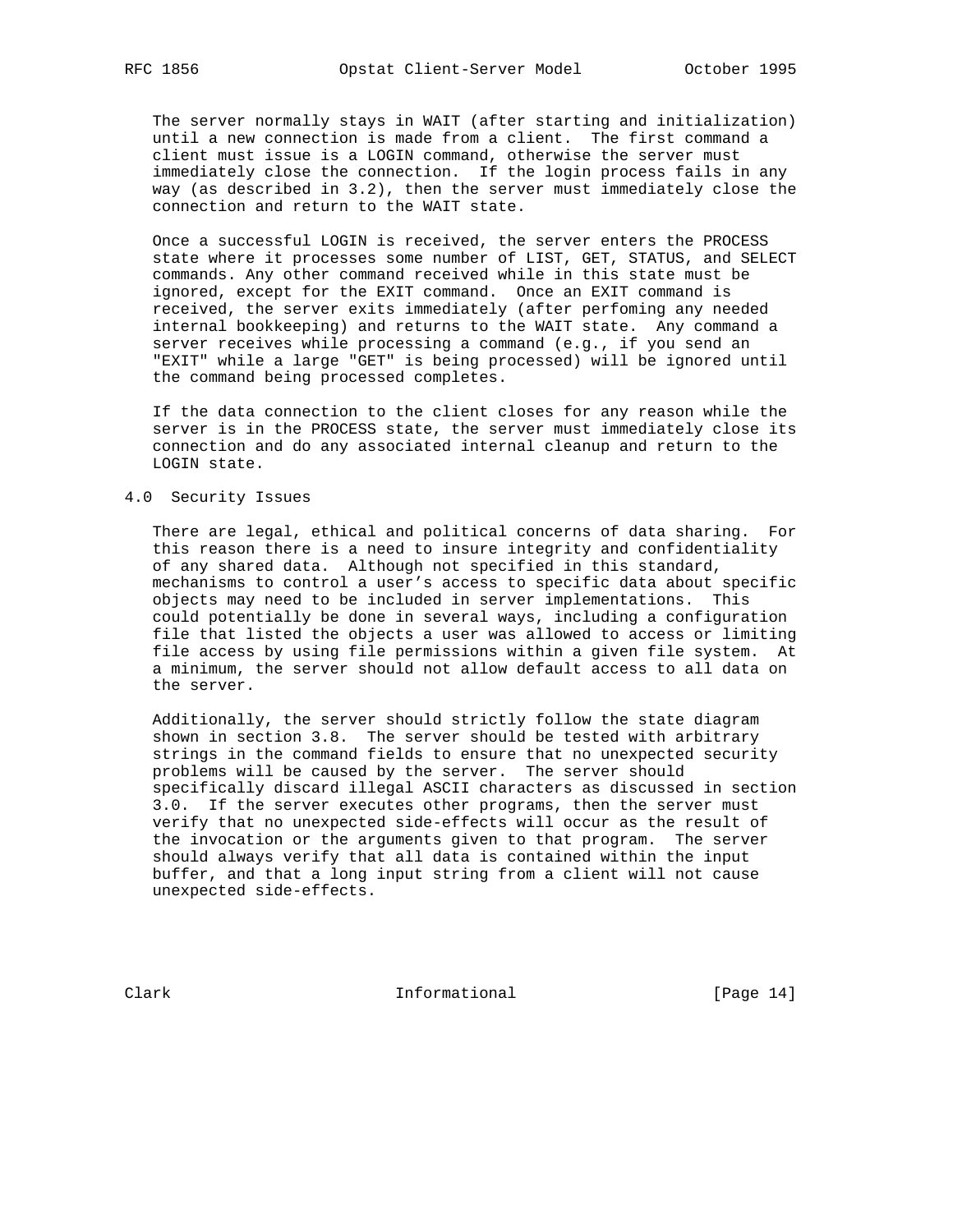The server normally stays in WAIT (after starting and initialization) until a new connection is made from a client. The first command a client must issue is a LOGIN command, otherwise the server must immediately close the connection. If the login process fails in any way (as described in 3.2), then the server must immediately close the connection and return to the WAIT state.

Once a successful LOGIN is received, the server enters the PROCESS state where it processes some number of LIST, GET, STATUS, and SELECT commands. Any other command received while in this state must be ignored, except for the EXIT command. Once an EXIT command is received, the server exits immediately (after perfoming any needed internal bookkeeping) and returns to the WAIT state. Any command a server receives while processing a command (e.g., if you send an "EXIT" while a large "GET" is being processed) will be ignored until the command being processed completes.

If the data connection to the client closes for any reason while the server is in the PROCESS state, the server must immediately close its connection and do any associated internal cleanup and return to the LOGIN state.

## 4.0 Security Issues

There are legal, ethical and political concerns of data sharing. For this reason there is a need to insure integrity and confidentiality of any shared data. Although not specified in this standard, mechanisms to control a user's access to specific data about specific objects may need to be included in server implementations. This could potentially be done in several ways, including a configuration file that listed the objects a user was allowed to access or limiting file access by using file permissions within a given file system. At a minimum, the server should not allow default access to all data on the server.

Additionally, the server should strictly follow the state diagram shown in section 3.8. The server should be tested with arbitrary strings in the command fields to ensure that no unexpected security problems will be caused by the server. The server should specifically discard illegal ASCII characters as discussed in section 3.0. If the server executes other programs, then the server must verify that no unexpected side-effects will occur as the result of the invocation or the arguments given to that program. The server should always verify that all data is contained within the input buffer, and that a long input string from a client will not cause unexpected side-effects.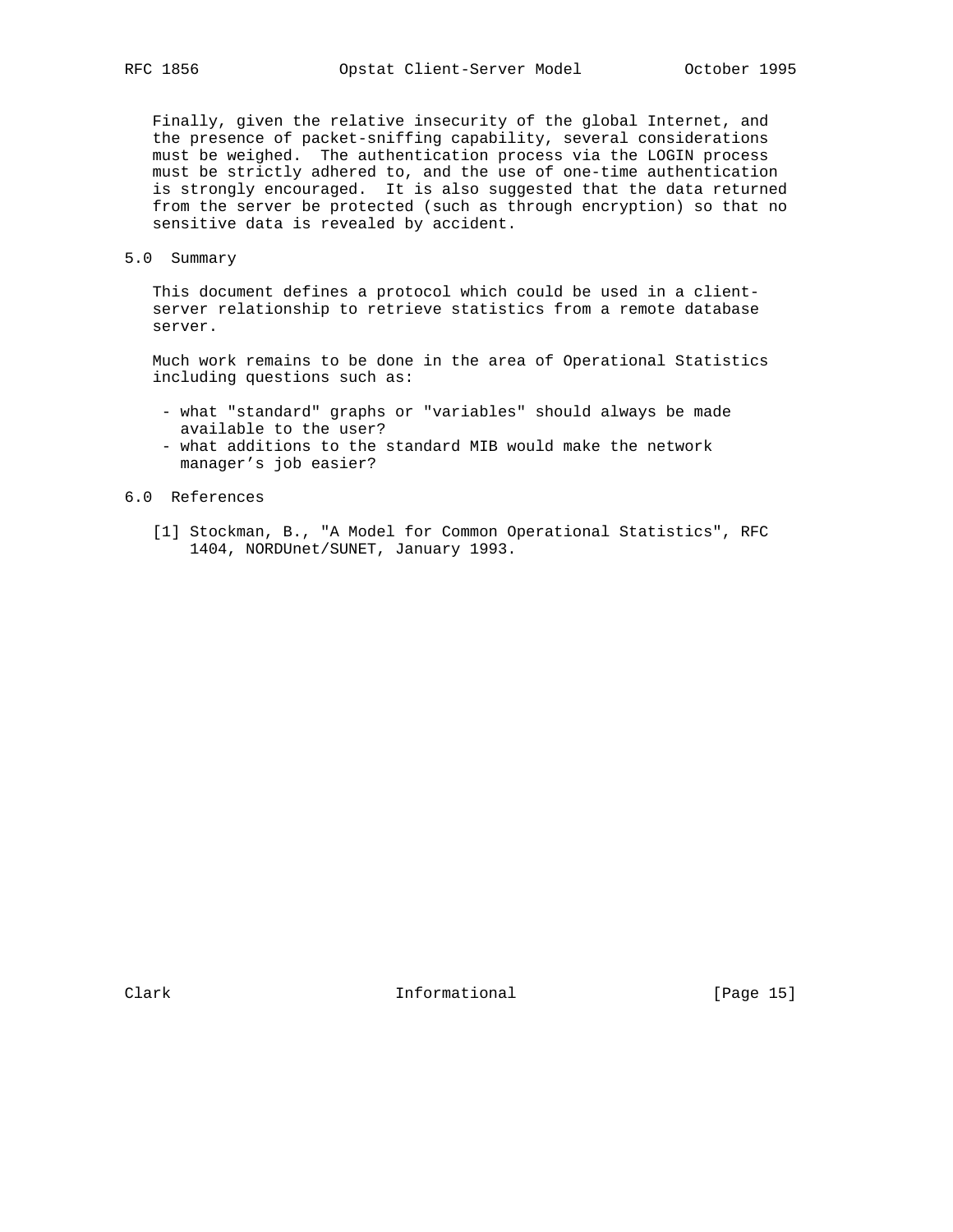Finally, given the relative insecurity of the global Internet, and the presence of packet-sniffing capability, several considerations must be weighed. The authentication process via the LOGIN process must be strictly adhered to, and the use of one-time authentication is strongly encouraged. It is also suggested that the data returned from the server be protected (such as through encryption) so that no sensitive data is revealed by accident.

## 5.0 Summary

This document defines a protocol which could be used in a client-server relationship to retrieve statistics from a remote database server.

Much work remains to be done in the area of Operational Statistics including questions such as:

- what "standard" graphs or "variables" should always be made available to the user?
- what additions to the standard MIB would make the network manager's job easier?

## 6.0 References

[1] Stockman, B., "A Model for Common Operational Statistics", RFC 1404, NORDUnet/SUNET, January 1993.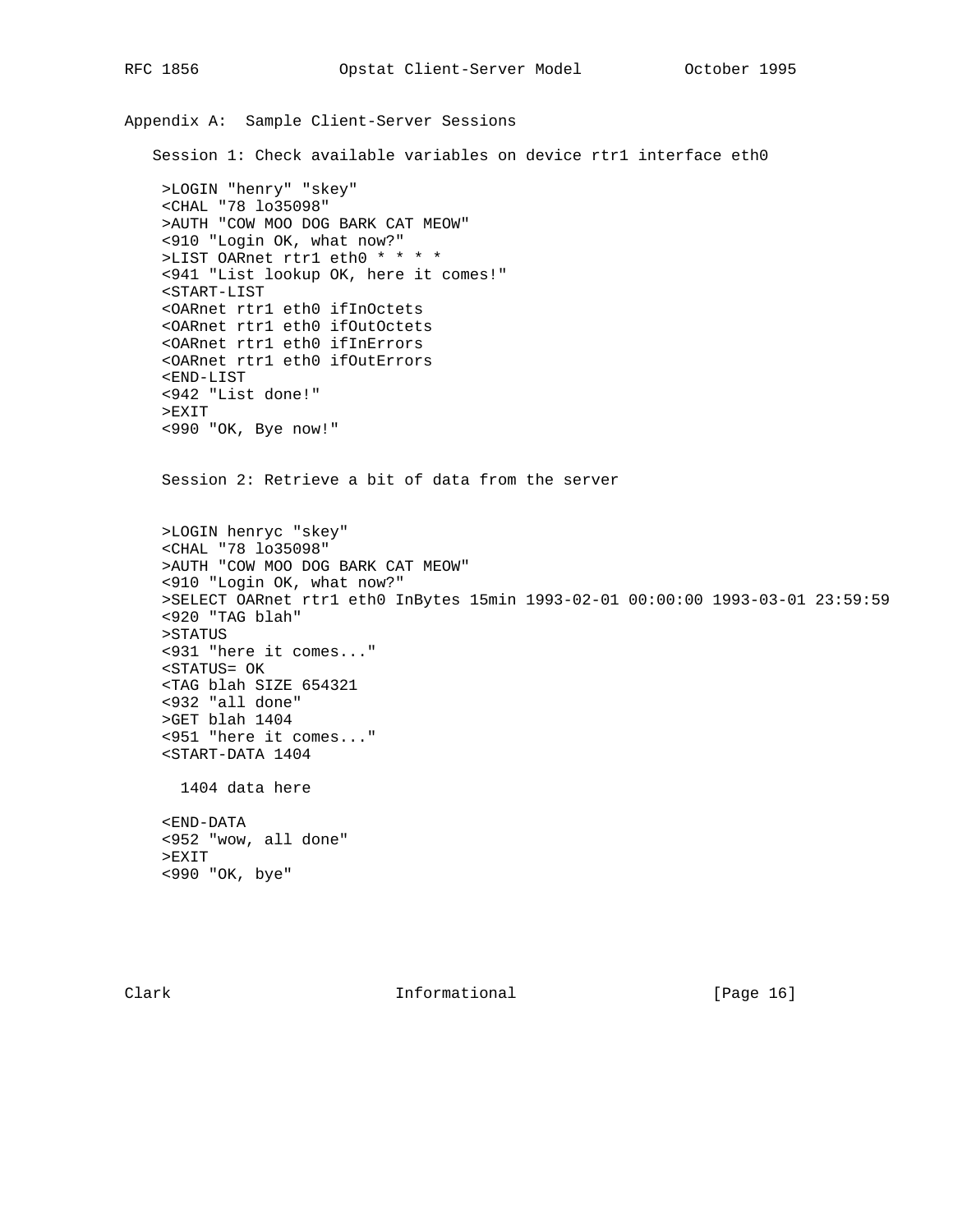## Appendix A:  Sample Client-Server Sessions

Session 1: Check available variables on device rtr1 interface eth0

```
>LOGIN "henry" "skey"
<CHAL "78 lo35098"
>AUTH "COW MOO DOG BARK CAT MEOW"
<910 "Login OK, what now?"
>LIST OARnet rtr1 eth0 * * * *
<941 "List lookup OK, here it comes!"
<START-LIST
<OARnet rtr1 eth0 ifInOctets
<OARnet rtr1 eth0 ifOutOctets
<OARnet rtr1 eth0 ifInErrors
<OARnet rtr1 eth0 ifOutErrors
<END-LIST
<942 "List done!"
>EXIT
<990 "OK, Bye now!"
```

Session 2: Retrieve a bit of data from the server

```
>LOGIN henryc "skey"
<CHAL "78 lo35098"
>AUTH "COW MOO DOG BARK CAT MEOW"
<910 "Login OK, what now?"
>SELECT OARnet rtr1 eth0 InBytes 15min 1993-02-01 00:00:00 1993-03-01 23:59:59
<920 "TAG blah"
>STATUS
<931 "here it comes..."
<STATUS= OK
<TAG blah SIZE 654321
<932 "all done"
>GET blah 1404
<951 "here it comes..."
<START-DATA 1404

  1404 data here

<END-DATA
<952 "wow, all done"
>EXIT
<990 "OK, bye"
```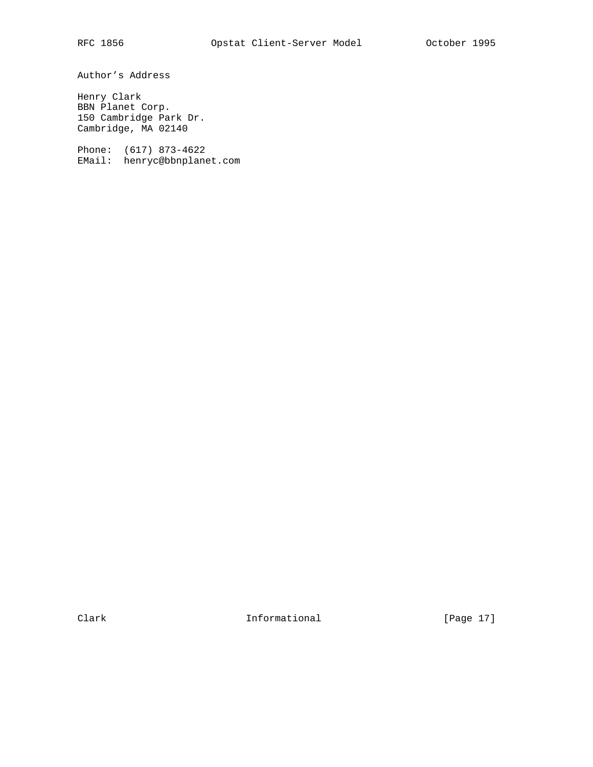## Author's Address

Henry Clark
BBN Planet Corp.
150 Cambridge Park Dr.
Cambridge, MA 02140

Phone: (617) 873-4622
EMail: henryc@bbnplanet.com